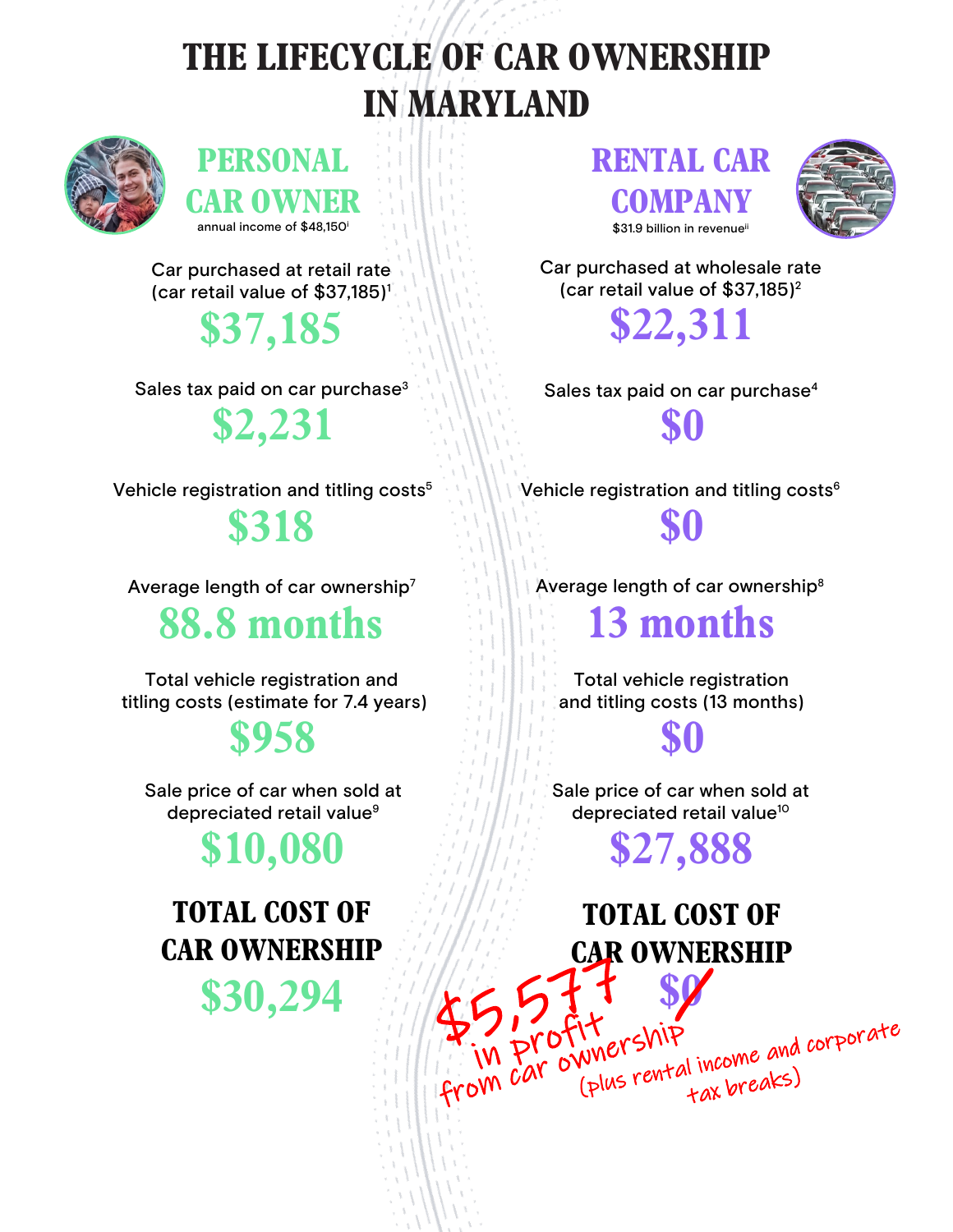# THE LIFECYCLE OF CAR OWNERSHIP IN MARYLAND

## PERSONAL CAR OWNER

annual income of $48,150[i]

Car purchased at retail rate (car retail value of $37,185)[1]

**$37,185**

Sales tax paid on car purchase[3]

**$2,231**

Vehicle registration and titling costs[5]

**$318**

Average length of car ownership[7]

**88.8 months**

Total vehicle registration and titling costs (estimate for 7.4 years)

**$958**

Sale price of car when sold at depreciated retail value[9]

**$10,080**

### TOTAL COST OF CAR OWNERSHIP

**$30,294**

## RENTAL CAR COMPANY

$31.9 billion in revenue[ii]

Car purchased at wholesale rate (car retail value of $37,185)[2]

**$22,311**

Sales tax paid on car purchase[4]

**$0**

Vehicle registration and titling costs[6]

**$0**

Average length of car ownership[8]

**13 months**

Total vehicle registration and titling costs (13 months)

**$0**

Sale price of car when sold at depreciated retail value[10]

**$27,888**

### TOTAL COST OF CAR OWNERSHIP

**~~$0~~**

$5,577 in profit from car ownership (plus rental income and corporate tax breaks)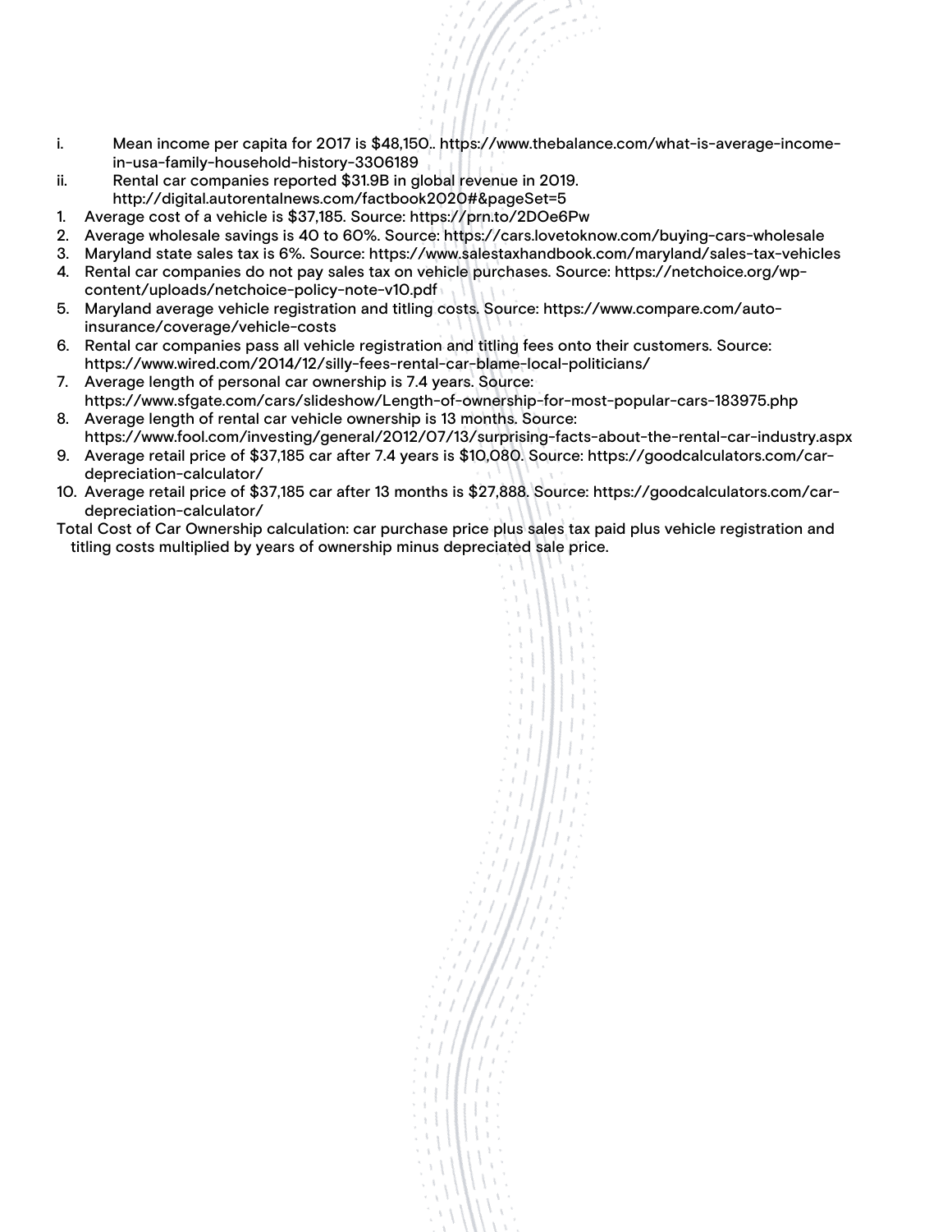i. Mean income per capita for 2017 is $48,150.. https://www.thebalance.com/what-is-average-income-in-usa-family-household-history-3306189
ii. Rental car companies reported $31.9B in global revenue in 2019. http://digital.autorentalnews.com/factbook2020#&pageSet=5

1. Average cost of a vehicle is $37,185. Source: https://prn.to/2DOe6Pw
2. Average wholesale savings is 40 to 60%. Source: https://cars.lovetoknow.com/buying-cars-wholesale
3. Maryland state sales tax is 6%. Source: https://www.salestaxhandbook.com/maryland/sales-tax-vehicles
4. Rental car companies do not pay sales tax on vehicle purchases. Source: https://netchoice.org/wp-content/uploads/netchoice-policy-note-v10.pdf
5. Maryland average vehicle registration and titling costs. Source: https://www.compare.com/auto-insurance/coverage/vehicle-costs
6. Rental car companies pass all vehicle registration and titling fees onto their customers. Source: https://www.wired.com/2014/12/silly-fees-rental-car-blame-local-politicians/
7. Average length of personal car ownership is 7.4 years. Source: https://www.sfgate.com/cars/slideshow/Length-of-ownership-for-most-popular-cars-183975.php
8. Average length of rental car vehicle ownership is 13 months. Source: https://www.fool.com/investing/general/2012/07/13/surprising-facts-about-the-rental-car-industry.aspx
9. Average retail price of $37,185 car after 7.4 years is $10,080. Source: https://goodcalculators.com/car-depreciation-calculator/
10. Average retail price of $37,185 car after 13 months is $27,888. Source: https://goodcalculators.com/car-depreciation-calculator/

Total Cost of Car Ownership calculation: car purchase price plus sales tax paid plus vehicle registration and titling costs multiplied by years of ownership minus depreciated sale price.